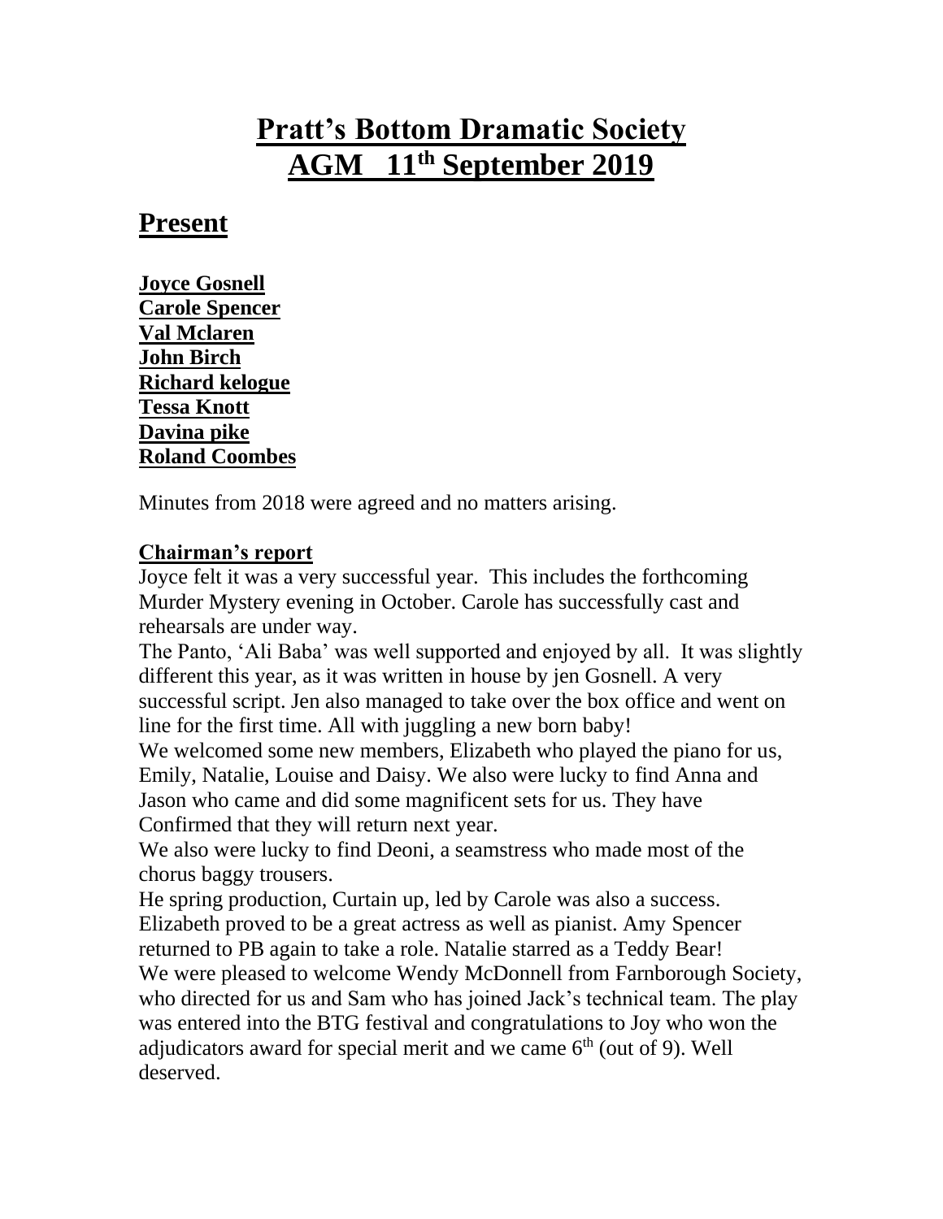# Pratt's Bottom Dramatic Society
# AGM 11th September 2019

## Present

**Joyce Gosnell**
**Carole Spencer**
**Val Mclaren**
**John Birch**
**Richard kelogue**
**Tessa Knott**
**Davina pike**
**Roland Coombes**

Minutes from 2018 were agreed and no matters arising.

**Chairman's report**

Joyce felt it was a very successful year. This includes the forthcoming Murder Mystery evening in October. Carole has successfully cast and rehearsals are under way.

The Panto, 'Ali Baba' was well supported and enjoyed by all. It was slightly different this year, as it was written in house by jen Gosnell. A very successful script. Jen also managed to take over the box office and went on line for the first time. All with juggling a new born baby!

We welcomed some new members, Elizabeth who played the piano for us, Emily, Natalie, Louise and Daisy. We also were lucky to find Anna and Jason who came and did some magnificent sets for us. They have Confirmed that they will return next year.

We also were lucky to find Deoni, a seamstress who made most of the chorus baggy trousers.

He spring production, Curtain up, led by Carole was also a success. Elizabeth proved to be a great actress as well as pianist. Amy Spencer returned to PB again to take a role. Natalie starred as a Teddy Bear!

We were pleased to welcome Wendy McDonnell from Farnborough Society, who directed for us and Sam who has joined Jack's technical team. The play was entered into the BTG festival and congratulations to Joy who won the adjudicators award for special merit and we came 6th (out of 9). Well deserved.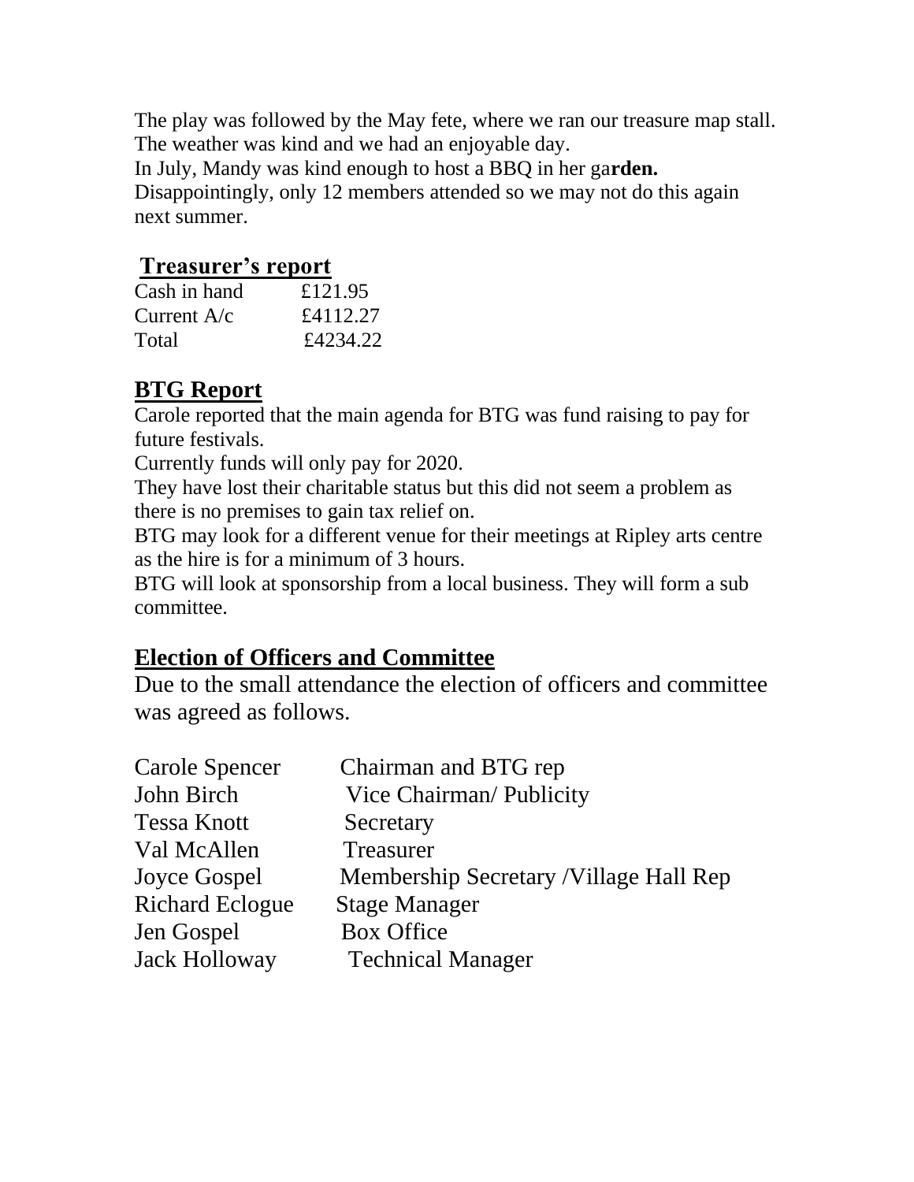The play was followed by the May fete, where we ran our treasure map stall. The weather was kind and we had an enjoyable day.

In July, Mandy was kind enough to host a BBQ in her ga**rden.**

Disappointingly, only 12 members attended so we may not do this again next summer.

## Treasurer's report

| | |
|---|---|
| Cash in hand | £121.95 |
| Current A/c | £4112.27 |
| Total | £4234.22 |

## BTG Report

Carole reported that the main agenda for BTG was fund raising to pay for future festivals.

Currently funds will only pay for 2020.

They have lost their charitable status but this did not seem a problem as there is no premises to gain tax relief on.

BTG may look for a different venue for their meetings at Ripley arts centre as the hire is for a minimum of 3 hours.

BTG will look at sponsorship from a local business. They will form a sub committee.

## Election of Officers and Committee

Due to the small attendance the election of officers and committee was agreed as follows.

| | |
|---|---|
| Carole Spencer | Chairman and BTG rep |
| John Birch | Vice Chairman/ Publicity |
| Tessa Knott | Secretary |
| Val McAllen | Treasurer |
| Joyce Gospel | Membership Secretary /Village Hall Rep |
| Richard Eclogue | Stage Manager |
| Jen Gospel | Box Office |
| Jack Holloway | Technical Manager |